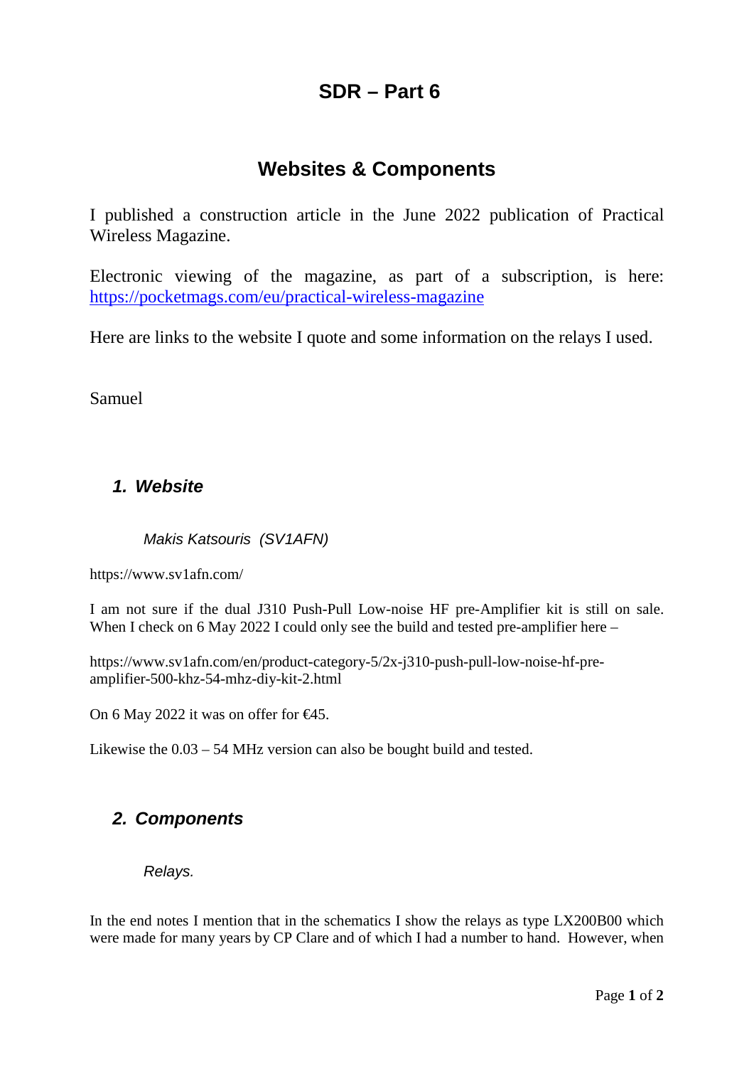# SDR – Part 6

## Websites & Components

I published a construction article in the June 2022 publication of Practical Wireless Magazine.

Electronic viewing of the magazine, as part of a subscription, is here: [https://pocketmags.com/eu/practical-wireless-magazine](https://pocketmags.com/eu/practical-wireless-magazine)

Here are links to the website I quote and some information on the relays I used.

Samuel

### *1. Website*

*Makis Katsouris (SV1AFN)*

https://www.sv1afn.com/

I am not sure if the dual J310 Push-Pull Low-noise HF pre-Amplifier kit is still on sale. When I check on 6 May 2022 I could only see the build and tested pre-amplifier here –

https://www.sv1afn.com/en/product-category-5/2x-j310-push-pull-low-noise-hf-pre-amplifier-500-khz-54-mhz-diy-kit-2.html

On 6 May 2022 it was on offer for €45.

Likewise the 0.03 – 54 MHz version can also be bought build and tested.

### *2. Components*

*Relays.*

In the end notes I mention that in the schematics I show the relays as type LX200B00 which were made for many years by CP Clare and of which I had a number to hand. However, when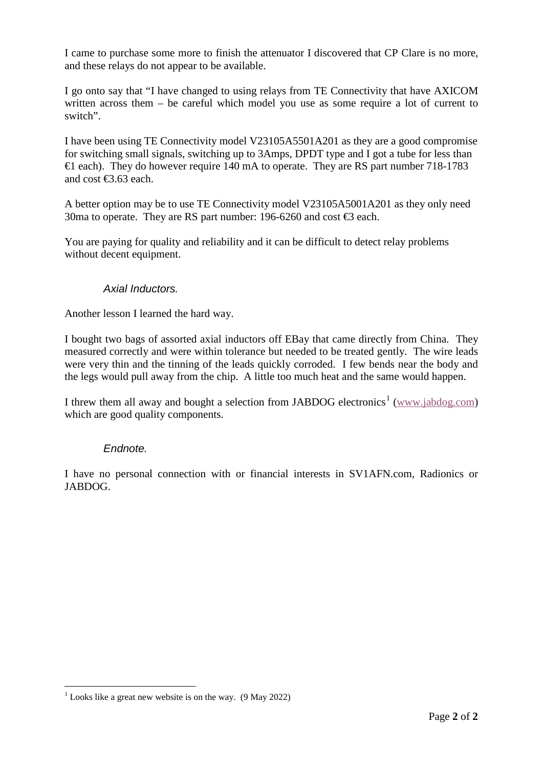I came to purchase some more to finish the attenuator I discovered that CP Clare is no more, and these relays do not appear to be available.

I go onto say that "I have changed to using relays from TE Connectivity that have AXICOM written across them – be careful which model you use as some require a lot of current to switch".

I have been using TE Connectivity model V23105A5501A201 as they are a good compromise for switching small signals, switching up to 3Amps, DPDT type and I got a tube for less than €1 each). They do however require 140 mA to operate. They are RS part number 718-1783 and cost €3.63 each.

A better option may be to use TE Connectivity model V23105A5001A201 as they only need 30ma to operate. They are RS part number: 196-6260 and cost €3 each.

You are paying for quality and reliability and it can be difficult to detect relay problems without decent equipment.

### *Axial Inductors.*

Another lesson I learned the hard way.

I bought two bags of assorted axial inductors off EBay that came directly from China. They measured correctly and were within tolerance but needed to be treated gently. The wire leads were very thin and the tinning of the leads quickly corroded. I few bends near the body and the legs would pull away from the chip. A little too much heat and the same would happen.

I threw them all away and bought a selection from JABDOG electronics[1] (www.jabdog.com) which are good quality components.

### *Endnote.*

I have no personal connection with or financial interests in SV1AFN.com, Radionics or JABDOG.

---

[1] Looks like a great new website is on the way. (9 May 2022)